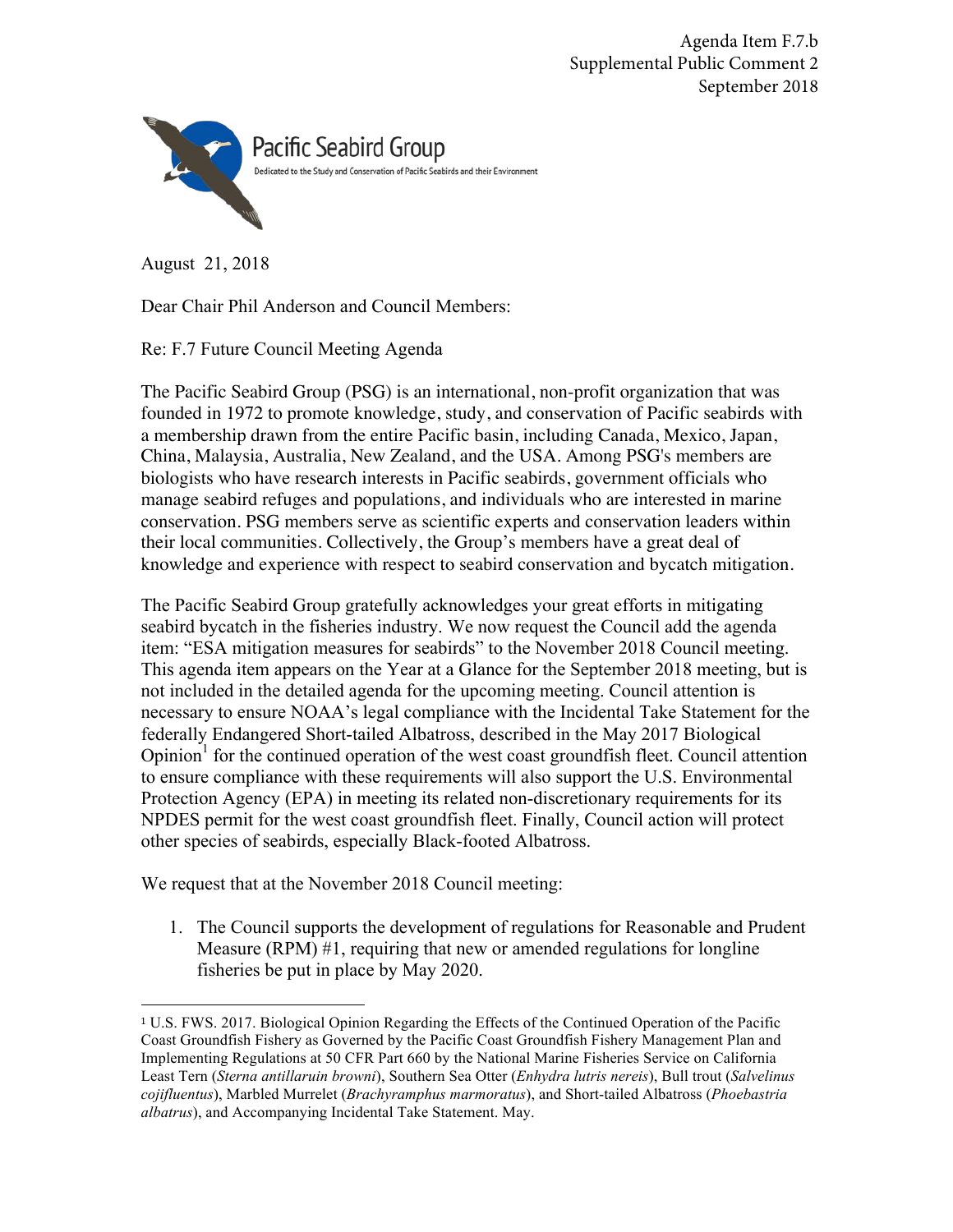Agenda Item F.7.b
Supplemental Public Comment 2
September 2018

Pacific Seabird Group

Dedicated to the Study and Conservation of Pacific Seabirds and their Environment

August 21, 2018

Dear Chair Phil Anderson and Council Members:

Re: F.7 Future Council Meeting Agenda

The Pacific Seabird Group (PSG) is an international, non-profit organization that was founded in 1972 to promote knowledge, study, and conservation of Pacific seabirds with a membership drawn from the entire Pacific basin, including Canada, Mexico, Japan, China, Malaysia, Australia, New Zealand, and the USA. Among PSG's members are biologists who have research interests in Pacific seabirds, government officials who manage seabird refuges and populations, and individuals who are interested in marine conservation. PSG members serve as scientific experts and conservation leaders within their local communities. Collectively, the Group's members have a great deal of knowledge and experience with respect to seabird conservation and bycatch mitigation.

The Pacific Seabird Group gratefully acknowledges your great efforts in mitigating seabird bycatch in the fisheries industry. We now request the Council add the agenda item: "ESA mitigation measures for seabirds" to the November 2018 Council meeting. This agenda item appears on the Year at a Glance for the September 2018 meeting, but is not included in the detailed agenda for the upcoming meeting. Council attention is necessary to ensure NOAA's legal compliance with the Incidental Take Statement for the federally Endangered Short-tailed Albatross, described in the May 2017 Biological Opinion[1] for the continued operation of the west coast groundfish fleet. Council attention to ensure compliance with these requirements will also support the U.S. Environmental Protection Agency (EPA) in meeting its related non-discretionary requirements for its NPDES permit for the west coast groundfish fleet. Finally, Council action will protect other species of seabirds, especially Black-footed Albatross.

We request that at the November 2018 Council meeting:

1. The Council supports the development of regulations for Reasonable and Prudent Measure (RPM) #1, requiring that new or amended regulations for longline fisheries be put in place by May 2020.

---

[1] U.S. FWS. 2017. Biological Opinion Regarding the Effects of the Continued Operation of the Pacific Coast Groundfish Fishery as Governed by the Pacific Coast Groundfish Fishery Management Plan and Implementing Regulations at 50 CFR Part 660 by the National Marine Fisheries Service on California Least Tern (*Sterna antillaruin browni*), Southern Sea Otter (*Enhydra lutris nereis*), Bull trout (*Salvelinus cojifluentus*), Marbled Murrelet (*Brachyramphus marmoratus*), and Short-tailed Albatross (*Phoebastria albatrus*), and Accompanying Incidental Take Statement. May.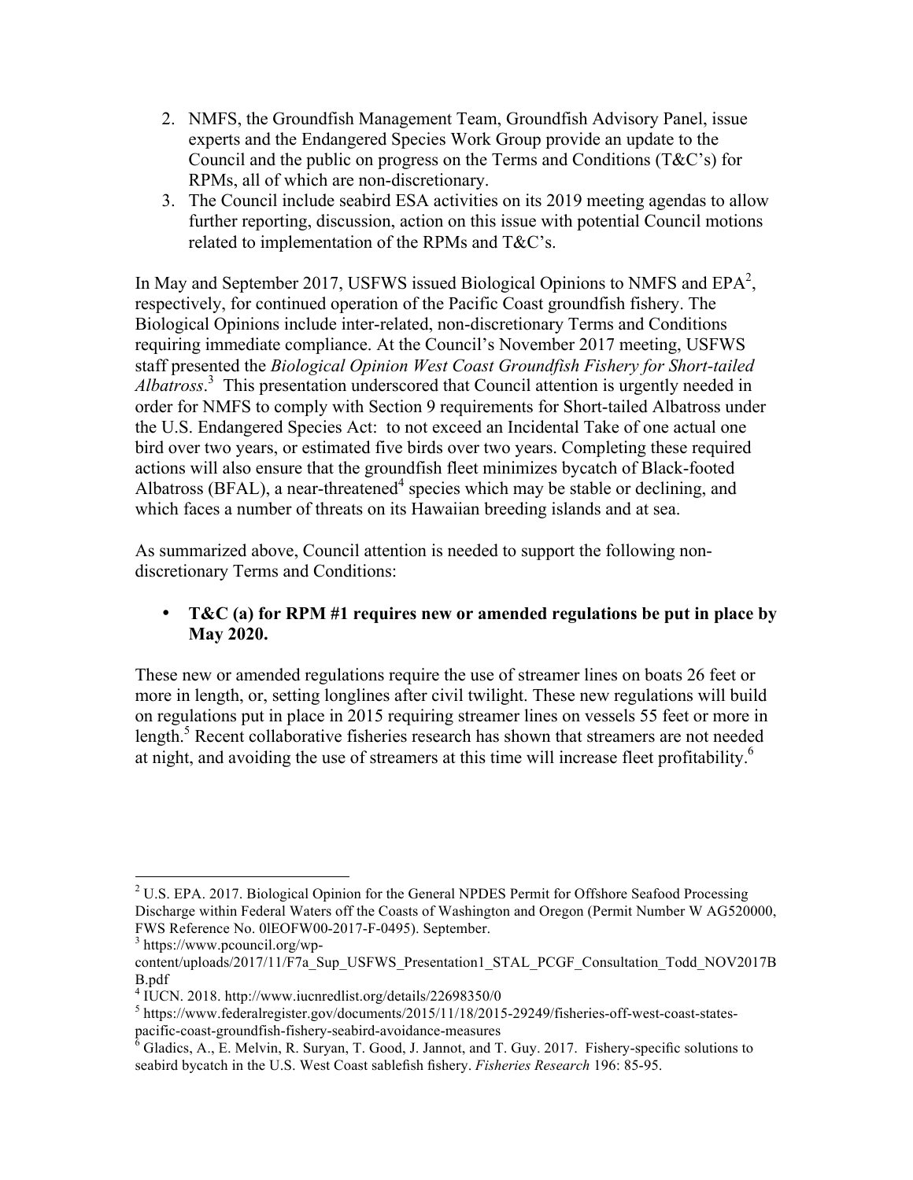2. NMFS, the Groundfish Management Team, Groundfish Advisory Panel, issue experts and the Endangered Species Work Group provide an update to the Council and the public on progress on the Terms and Conditions (T&C's) for RPMs, all of which are non-discretionary.
3. The Council include seabird ESA activities on its 2019 meeting agendas to allow further reporting, discussion, action on this issue with potential Council motions related to implementation of the RPMs and T&C's.

In May and September 2017, USFWS issued Biological Opinions to NMFS and EPA[2], respectively, for continued operation of the Pacific Coast groundfish fishery. The Biological Opinions include inter-related, non-discretionary Terms and Conditions requiring immediate compliance. At the Council's November 2017 meeting, USFWS staff presented the *Biological Opinion West Coast Groundfish Fishery for Short-tailed Albatross*.[3] This presentation underscored that Council attention is urgently needed in order for NMFS to comply with Section 9 requirements for Short-tailed Albatross under the U.S. Endangered Species Act: to not exceed an Incidental Take of one actual one bird over two years, or estimated five birds over two years. Completing these required actions will also ensure that the groundfish fleet minimizes bycatch of Black-footed Albatross (BFAL), a near-threatened[4] species which may be stable or declining, and which faces a number of threats on its Hawaiian breeding islands and at sea.

As summarized above, Council attention is needed to support the following non-discretionary Terms and Conditions:

- **T&C (a) for RPM #1 requires new or amended regulations be put in place by May 2020.**

These new or amended regulations require the use of streamer lines on boats 26 feet or more in length, or, setting longlines after civil twilight. These new regulations will build on regulations put in place in 2015 requiring streamer lines on vessels 55 feet or more in length.[5] Recent collaborative fisheries research has shown that streamers are not needed at night, and avoiding the use of streamers at this time will increase fleet profitability.[6]

---

[2] U.S. EPA. 2017. Biological Opinion for the General NPDES Permit for Offshore Seafood Processing Discharge within Federal Waters off the Coasts of Washington and Oregon (Permit Number W AG520000, FWS Reference No. 0lEOFW00-2017-F-0495). September.

[3] https://www.pcouncil.org/wp-content/uploads/2017/11/F7a_Sup_USFWS_Presentation1_STAL_PCGF_Consultation_Todd_NOV2017BB.pdf

[4] IUCN. 2018. http://www.iucnredlist.org/details/22698350/0

[5] https://www.federalregister.gov/documents/2015/11/18/2015-29249/fisheries-off-west-coast-states-pacific-coast-groundfish-fishery-seabird-avoidance-measures

[6] Gladics, A., E. Melvin, R. Suryan, T. Good, J. Jannot, and T. Guy. 2017. Fishery-specific solutions to seabird bycatch in the U.S. West Coast sablefish fishery. *Fisheries Research* 196: 85-95.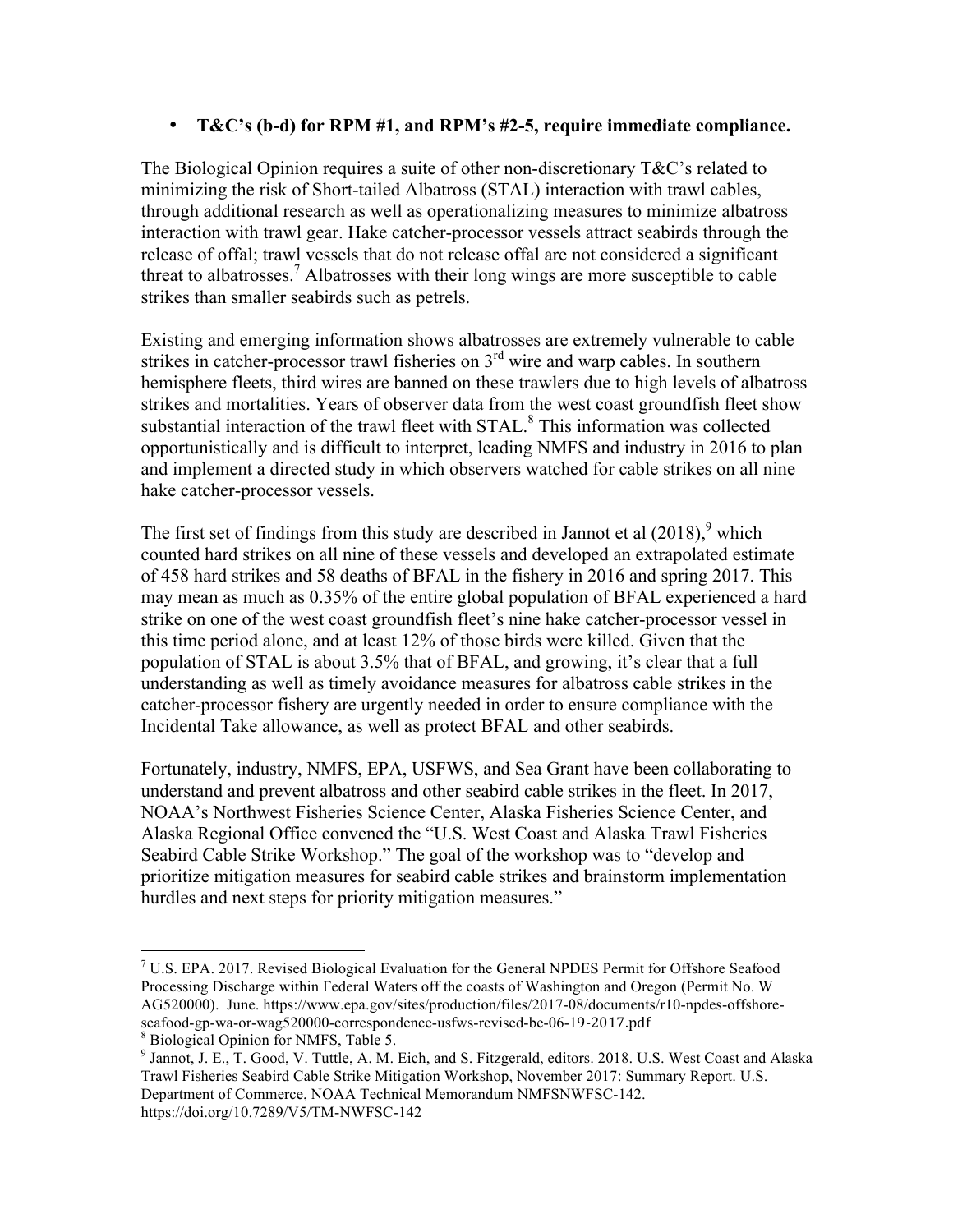- **T&C's (b-d) for RPM #1, and RPM's #2-5, require immediate compliance.**

The Biological Opinion requires a suite of other non-discretionary T&C's related to minimizing the risk of Short-tailed Albatross (STAL) interaction with trawl cables, through additional research as well as operationalizing measures to minimize albatross interaction with trawl gear. Hake catcher-processor vessels attract seabirds through the release of offal; trawl vessels that do not release offal are not considered a significant threat to albatrosses.[7] Albatrosses with their long wings are more susceptible to cable strikes than smaller seabirds such as petrels.

Existing and emerging information shows albatrosses are extremely vulnerable to cable strikes in catcher-processor trawl fisheries on 3rd wire and warp cables. In southern hemisphere fleets, third wires are banned on these trawlers due to high levels of albatross strikes and mortalities. Years of observer data from the west coast groundfish fleet show substantial interaction of the trawl fleet with STAL.[8] This information was collected opportunistically and is difficult to interpret, leading NMFS and industry in 2016 to plan and implement a directed study in which observers watched for cable strikes on all nine hake catcher-processor vessels.

The first set of findings from this study are described in Jannot et al (2018),[9] which counted hard strikes on all nine of these vessels and developed an extrapolated estimate of 458 hard strikes and 58 deaths of BFAL in the fishery in 2016 and spring 2017. This may mean as much as 0.35% of the entire global population of BFAL experienced a hard strike on one of the west coast groundfish fleet's nine hake catcher-processor vessel in this time period alone, and at least 12% of those birds were killed. Given that the population of STAL is about 3.5% that of BFAL, and growing, it's clear that a full understanding as well as timely avoidance measures for albatross cable strikes in the catcher-processor fishery are urgently needed in order to ensure compliance with the Incidental Take allowance, as well as protect BFAL and other seabirds.

Fortunately, industry, NMFS, EPA, USFWS, and Sea Grant have been collaborating to understand and prevent albatross and other seabird cable strikes in the fleet. In 2017, NOAA's Northwest Fisheries Science Center, Alaska Fisheries Science Center, and Alaska Regional Office convened the "U.S. West Coast and Alaska Trawl Fisheries Seabird Cable Strike Workshop." The goal of the workshop was to "develop and prioritize mitigation measures for seabird cable strikes and brainstorm implementation hurdles and next steps for priority mitigation measures."

---

[7] U.S. EPA. 2017. Revised Biological Evaluation for the General NPDES Permit for Offshore Seafood Processing Discharge within Federal Waters off the coasts of Washington and Oregon (Permit No. W AG520000). June. https://www.epa.gov/sites/production/files/2017-08/documents/r10-npdes-offshore-seafood-gp-wa-or-wag520000-correspondence-usfws-revised-be-06-19-2017.pdf

[8] Biological Opinion for NMFS, Table 5.

[9] Jannot, J. E., T. Good, V. Tuttle, A. M. Eich, and S. Fitzgerald, editors. 2018. U.S. West Coast and Alaska Trawl Fisheries Seabird Cable Strike Mitigation Workshop, November 2017: Summary Report. U.S. Department of Commerce, NOAA Technical Memorandum NMFSNWFSC-142. https://doi.org/10.7289/V5/TM-NWFSC-142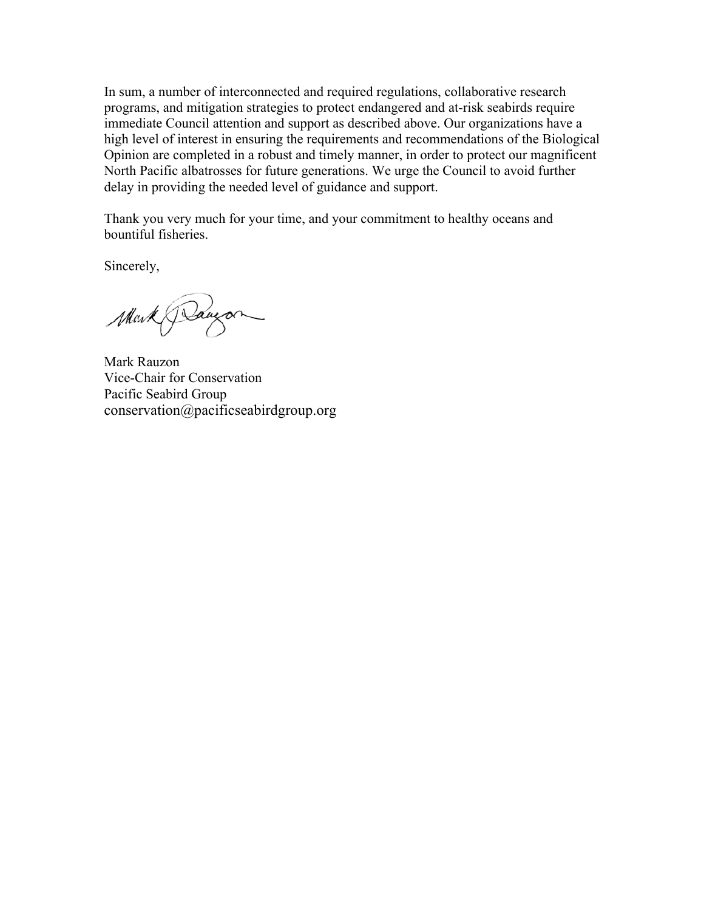In sum, a number of interconnected and required regulations, collaborative research programs, and mitigation strategies to protect endangered and at-risk seabirds require immediate Council attention and support as described above. Our organizations have a high level of interest in ensuring the requirements and recommendations of the Biological Opinion are completed in a robust and timely manner, in order to protect our magnificent North Pacific albatrosses for future generations. We urge the Council to avoid further delay in providing the needed level of guidance and support.

Thank you very much for your time, and your commitment to healthy oceans and bountiful fisheries.

Sincerely,

Mark Rauzon
Vice-Chair for Conservation
Pacific Seabird Group
conservation@pacificseabirdgroup.org